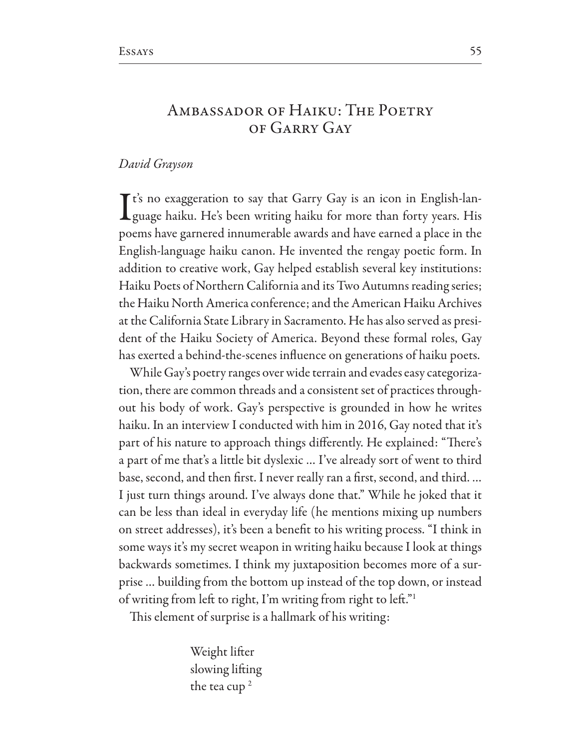# Ambassador of Haiku: The Poetry of Garry Gay

*David Grayson*

It's no exaggeration to say that Garry Gay is an icon in English-language haiku. He's been writing haiku for more than forty years. His poems have garnered innumerable awards and have earned a place in the English-language haiku canon. He invented the rengay poetic form. In addition to creative work, Gay helped establish several key institutions: Haiku Poets of Northern California and its Two Autumns reading series; the Haiku North America conference; and the American Haiku Archives at the California State Library in Sacramento. He has also served as president of the Haiku Society of America. Beyond these formal roles, Gay has exerted a behind-the-scenes influence on generations of haiku poets.

While Gay's poetry ranges over wide terrain and evades easy categorization, there are common threads and a consistent set of practices throughout his body of work. Gay's perspective is grounded in how he writes haiku. In an interview I conducted with him in 2016, Gay noted that it's part of his nature to approach things differently. He explained: "There's a part of me that's a little bit dyslexic … I've already sort of went to third base, second, and then first. I never really ran a first, second, and third. … I just turn things around. I've always done that." While he joked that it can be less than ideal in everyday life (he mentions mixing up numbers on street addresses), it's been a benefit to his writing process. "I think in some ways it's my secret weapon in writing haiku because I look at things backwards sometimes. I think my juxtaposition becomes more of a surprise … building from the bottom up instead of the top down, or instead of writing from left to right, I'm writing from right to left."[1]

This element of surprise is a hallmark of his writing:

> Weight lifter
> slowing lifting
> the tea cup [2]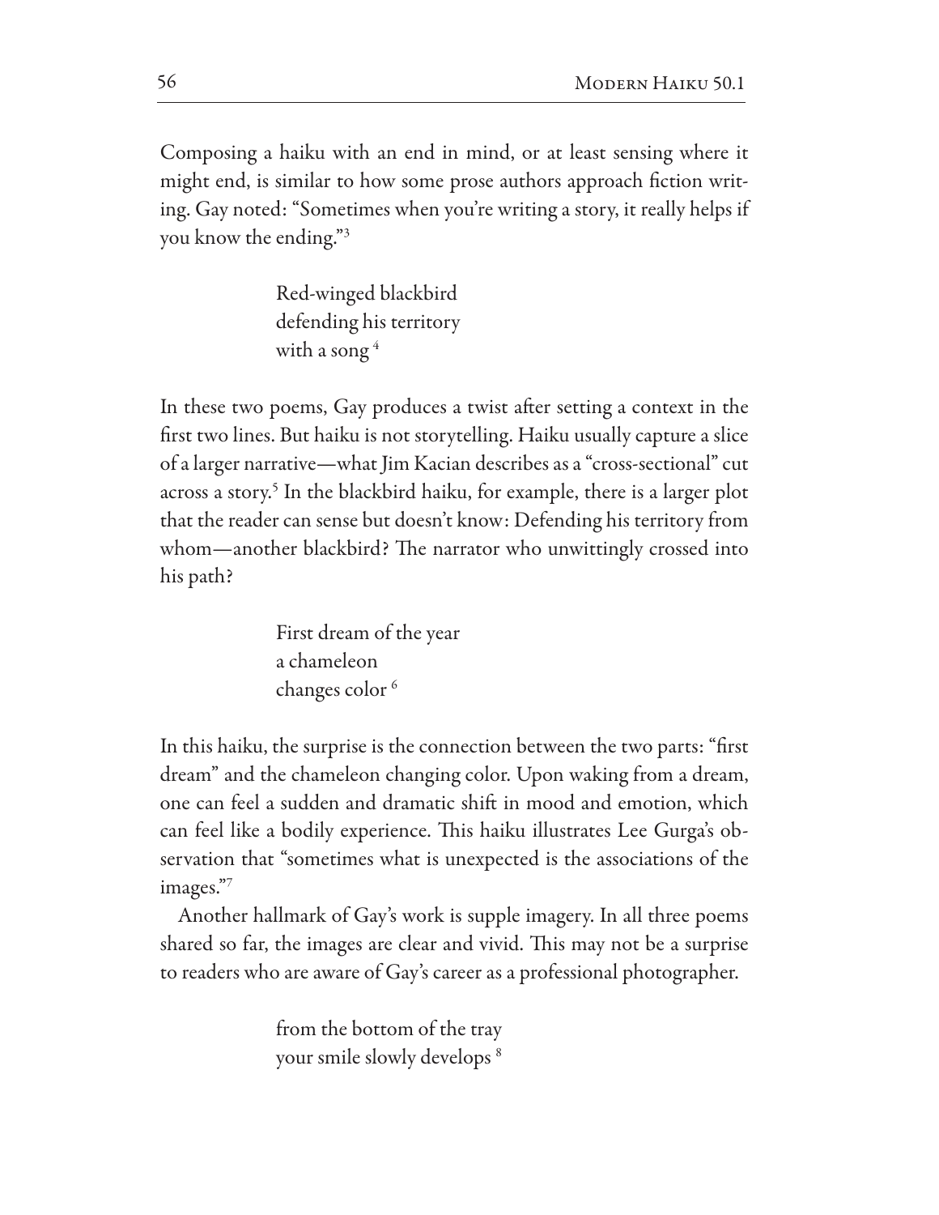Composing a haiku with an end in mind, or at least sensing where it might end, is similar to how some prose authors approach fiction writing. Gay noted: "Sometimes when you're writing a story, it really helps if you know the ending."[3]

> Red-winged blackbird
> defending his territory
> with a song [4]

In these two poems, Gay produces a twist after setting a context in the first two lines. But haiku is not storytelling. Haiku usually capture a slice of a larger narrative—what Jim Kacian describes as a "cross-sectional" cut across a story.[5] In the blackbird haiku, for example, there is a larger plot that the reader can sense but doesn't know: Defending his territory from whom—another blackbird? The narrator who unwittingly crossed into his path?

> First dream of the year
> a chameleon
> changes color [6]

In this haiku, the surprise is the connection between the two parts: "first dream" and the chameleon changing color. Upon waking from a dream, one can feel a sudden and dramatic shift in mood and emotion, which can feel like a bodily experience. This haiku illustrates Lee Gurga's observation that "sometimes what is unexpected is the associations of the images."[7]

Another hallmark of Gay's work is supple imagery. In all three poems shared so far, the images are clear and vivid. This may not be a surprise to readers who are aware of Gay's career as a professional photographer.

> from the bottom of the tray
> your smile slowly develops [8]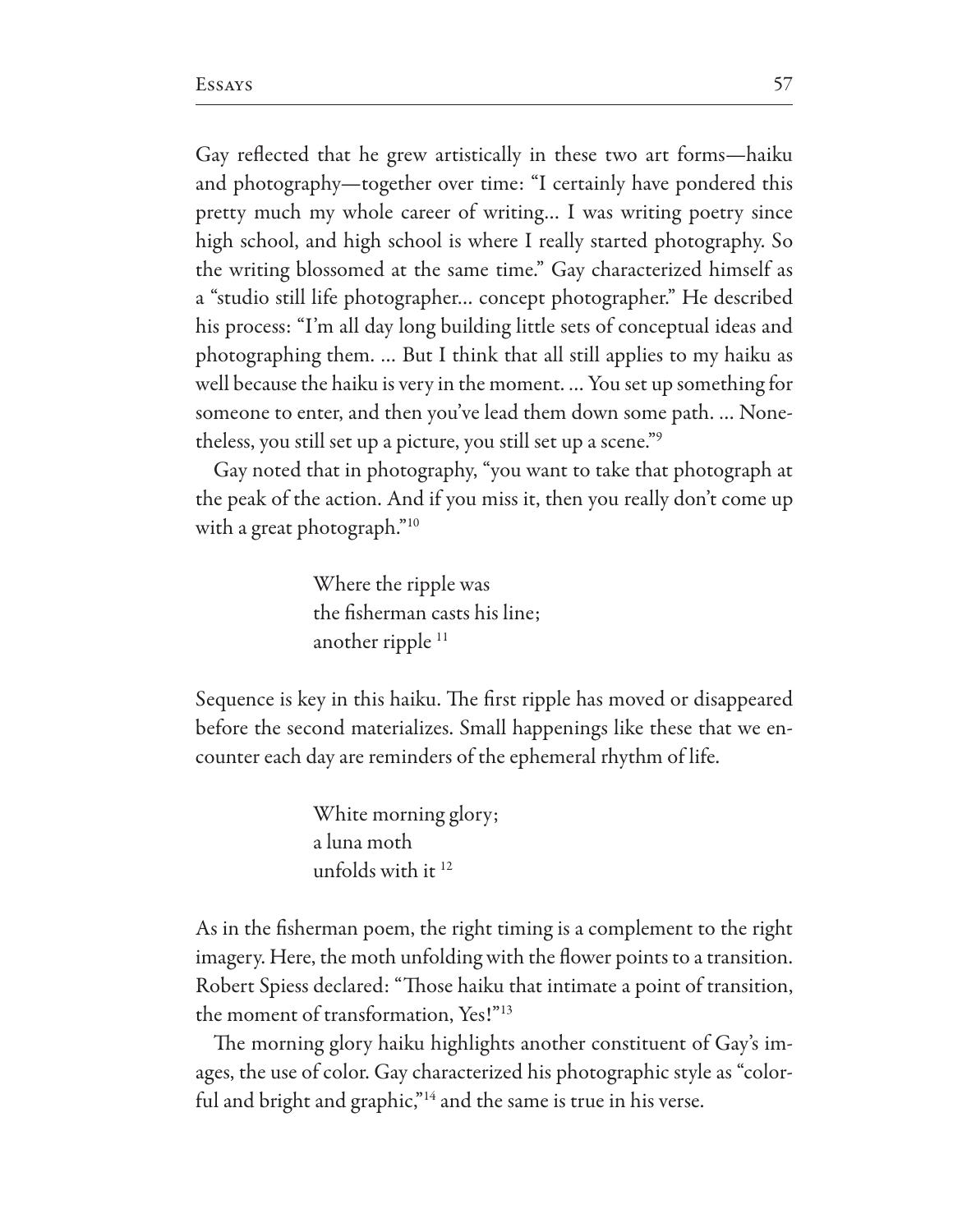Gay reflected that he grew artistically in these two art forms—haiku and photography—together over time: "I certainly have pondered this pretty much my whole career of writing... I was writing poetry since high school, and high school is where I really started photography. So the writing blossomed at the same time." Gay characterized himself as a "studio still life photographer... concept photographer." He described his process: "I'm all day long building little sets of conceptual ideas and photographing them. ... But I think that all still applies to my haiku as well because the haiku is very in the moment. ... You set up something for someone to enter, and then you've lead them down some path. ... Nonetheless, you still set up a picture, you still set up a scene."[9]

Gay noted that in photography, "you want to take that photograph at the peak of the action. And if you miss it, then you really don't come up with a great photograph."[10]

> Where the ripple was
> the fisherman casts his line;
> another ripple [11]

Sequence is key in this haiku. The first ripple has moved or disappeared before the second materializes. Small happenings like these that we encounter each day are reminders of the ephemeral rhythm of life.

> White morning glory;
> a luna moth
> unfolds with it [12]

As in the fisherman poem, the right timing is a complement to the right imagery. Here, the moth unfolding with the flower points to a transition. Robert Spiess declared: "Those haiku that intimate a point of transition, the moment of transformation, Yes!"[13]

The morning glory haiku highlights another constituent of Gay's images, the use of color. Gay characterized his photographic style as "colorful and bright and graphic,"[14] and the same is true in his verse.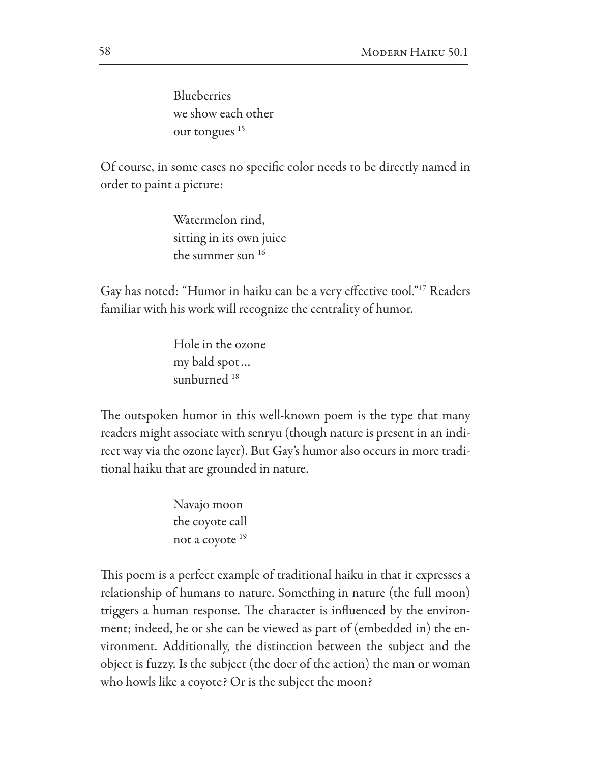Blueberries  
we show each other  
our tongues [15]

Of course, in some cases no specific color needs to be directly named in order to paint a picture:

Watermelon rind,  
sitting in its own juice  
the summer sun [16]

Gay has noted: "Humor in haiku can be a very effective tool."[17] Readers familiar with his work will recognize the centrality of humor.

Hole in the ozone  
my bald spot …  
sunburned [18]

The outspoken humor in this well-known poem is the type that many readers might associate with senryu (though nature is present in an indirect way via the ozone layer). But Gay's humor also occurs in more traditional haiku that are grounded in nature.

Navajo moon  
the coyote call  
not a coyote [19]

This poem is a perfect example of traditional haiku in that it expresses a relationship of humans to nature. Something in nature (the full moon) triggers a human response. The character is influenced by the environment; indeed, he or she can be viewed as part of (embedded in) the environment. Additionally, the distinction between the subject and the object is fuzzy. Is the subject (the doer of the action) the man or woman who howls like a coyote? Or is the subject the moon?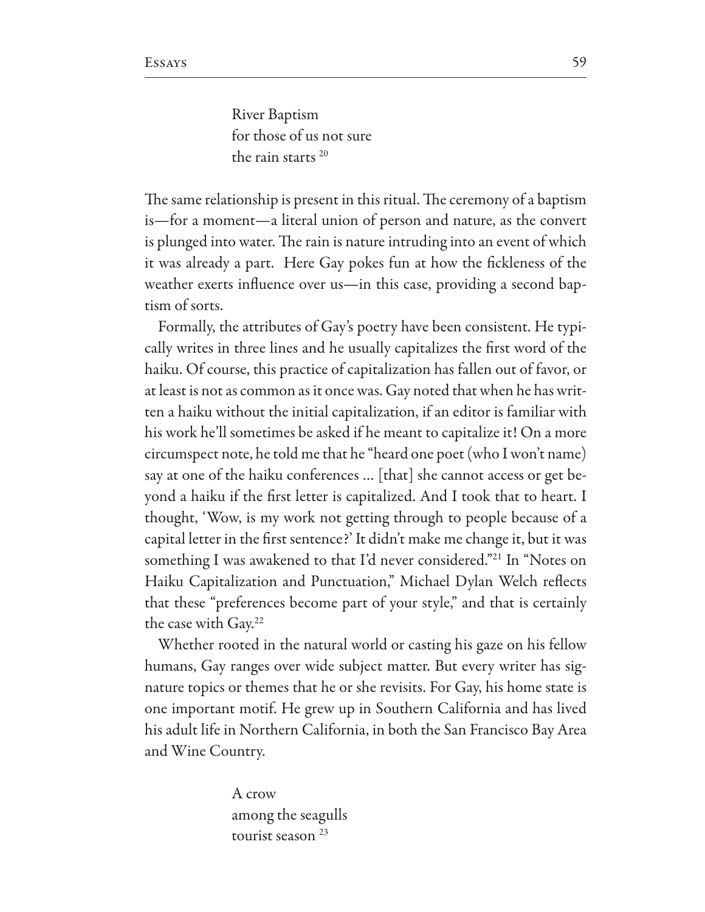River Baptism  
for those of us not sure  
the rain starts [20]

The same relationship is present in this ritual. The ceremony of a baptism is—for a moment—a literal union of person and nature, as the convert is plunged into water. The rain is nature intruding into an event of which it was already a part. Here Gay pokes fun at how the fickleness of the weather exerts influence over us—in this case, providing a second baptism of sorts.

Formally, the attributes of Gay's poetry have been consistent. He typically writes in three lines and he usually capitalizes the first word of the haiku. Of course, this practice of capitalization has fallen out of favor, or at least is not as common as it once was. Gay noted that when he has written a haiku without the initial capitalization, if an editor is familiar with his work he'll sometimes be asked if he meant to capitalize it! On a more circumspect note, he told me that he "heard one poet (who I won't name) say at one of the haiku conferences ... [that] she cannot access or get beyond a haiku if the first letter is capitalized. And I took that to heart. I thought, 'Wow, is my work not getting through to people because of a capital letter in the first sentence?' It didn't make me change it, but it was something I was awakened to that I'd never considered."[21] In "Notes on Haiku Capitalization and Punctuation," Michael Dylan Welch reflects that these "preferences become part of your style," and that is certainly the case with Gay.[22]

Whether rooted in the natural world or casting his gaze on his fellow humans, Gay ranges over wide subject matter. But every writer has signature topics or themes that he or she revisits. For Gay, his home state is one important motif. He grew up in Southern California and has lived his adult life in Northern California, in both the San Francisco Bay Area and Wine Country.

A crow  
among the seagulls  
tourist season [23]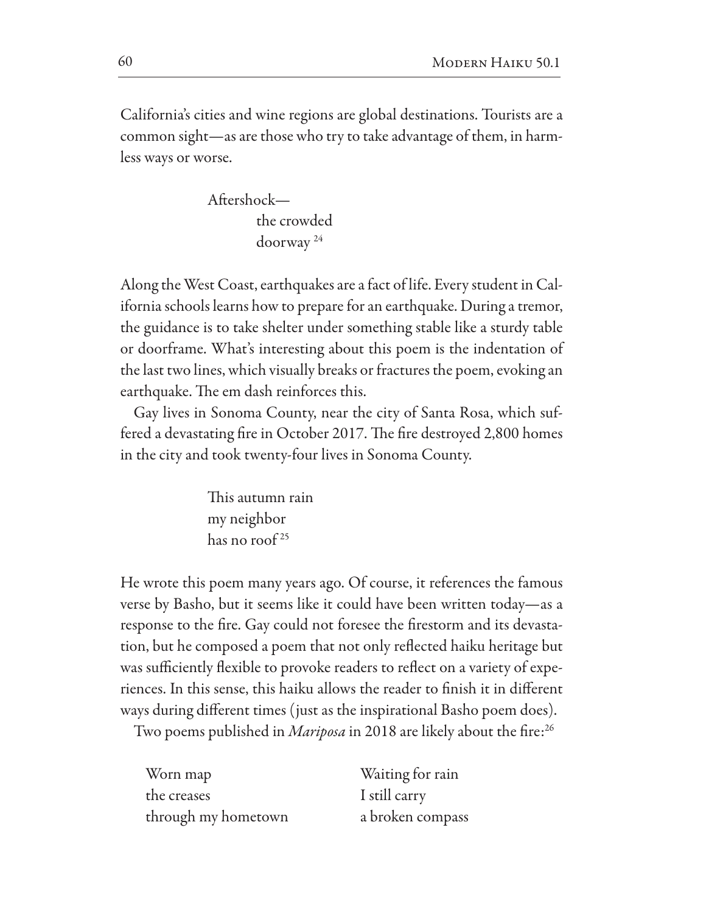California's cities and wine regions are global destinations. Tourists are a common sight—as are those who try to take advantage of them, in harmless ways or worse.

> Aftershock—
> the crowded
> doorway [24]

Along the West Coast, earthquakes are a fact of life. Every student in California schools learns how to prepare for an earthquake. During a tremor, the guidance is to take shelter under something stable like a sturdy table or doorframe. What's interesting about this poem is the indentation of the last two lines, which visually breaks or fractures the poem, evoking an earthquake. The em dash reinforces this.

Gay lives in Sonoma County, near the city of Santa Rosa, which suffered a devastating fire in October 2017. The fire destroyed 2,800 homes in the city and took twenty-four lives in Sonoma County.

> This autumn rain
> my neighbor
> has no roof [25]

He wrote this poem many years ago. Of course, it references the famous verse by Basho, but it seems like it could have been written today—as a response to the fire. Gay could not foresee the firestorm and its devastation, but he composed a poem that not only reflected haiku heritage but was sufficiently flexible to provoke readers to reflect on a variety of experiences. In this sense, this haiku allows the reader to finish it in different ways during different times (just as the inspirational Basho poem does).

Two poems published in *Mariposa* in 2018 are likely about the fire:[26]

> Worn map
> the creases
> through my hometown

> Waiting for rain
> I still carry
> a broken compass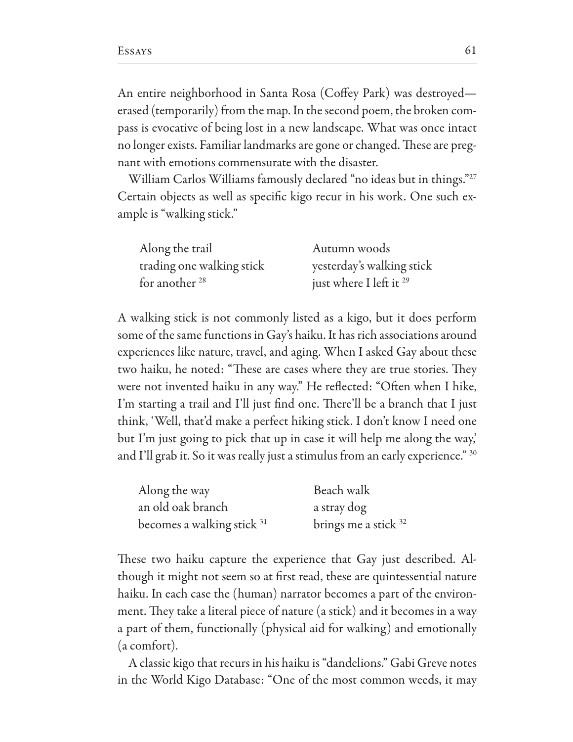An entire neighborhood in Santa Rosa (Coffey Park) was destroyed—erased (temporarily) from the map. In the second poem, the broken compass is evocative of being lost in a new landscape. What was once intact no longer exists. Familiar landmarks are gone or changed. These are pregnant with emotions commensurate with the disaster.

William Carlos Williams famously declared "no ideas but in things."[27] Certain objects as well as specific kigo recur in his work. One such example is "walking stick."

> Along the trail  
> trading one walking stick  
> for another [28]

> Autumn woods  
> yesterday's walking stick  
> just where I left it [29]

A walking stick is not commonly listed as a kigo, but it does perform some of the same functions in Gay's haiku. It has rich associations around experiences like nature, travel, and aging. When I asked Gay about these two haiku, he noted: "These are cases where they are true stories. They were not invented haiku in any way." He reflected: "Often when I hike, I'm starting a trail and I'll just find one. There'll be a branch that I just think, 'Well, that'd make a perfect hiking stick. I don't know I need one but I'm just going to pick that up in case it will help me along the way,' and I'll grab it. So it was really just a stimulus from an early experience." [30]

> Along the way  
> an old oak branch  
> becomes a walking stick [31]

> Beach walk  
> a stray dog  
> brings me a stick [32]

These two haiku capture the experience that Gay just described. Although it might not seem so at first read, these are quintessential nature haiku. In each case the (human) narrator becomes a part of the environment. They take a literal piece of nature (a stick) and it becomes in a way a part of them, functionally (physical aid for walking) and emotionally (a comfort).

A classic kigo that recurs in his haiku is "dandelions." Gabi Greve notes in the World Kigo Database: "One of the most common weeds, it may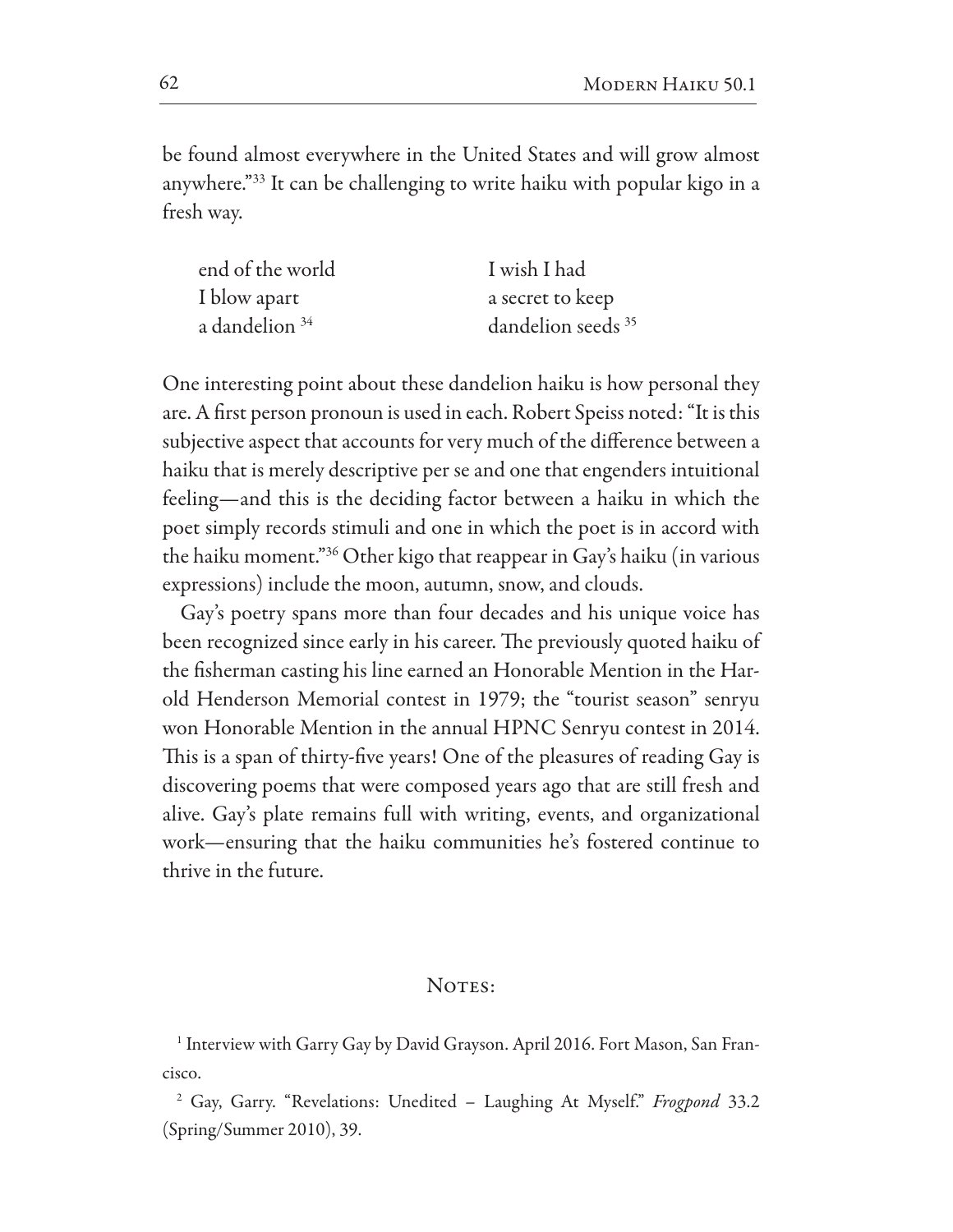be found almost everywhere in the United States and will grow almost anywhere."[33] It can be challenging to write haiku with popular kigo in a fresh way.

end of the world  
I blow apart  
a dandelion [34]

I wish I had  
a secret to keep  
dandelion seeds [35]

One interesting point about these dandelion haiku is how personal they are. A first person pronoun is used in each. Robert Speiss noted: "It is this subjective aspect that accounts for very much of the difference between a haiku that is merely descriptive per se and one that engenders intuitional feeling—and this is the deciding factor between a haiku in which the poet simply records stimuli and one in which the poet is in accord with the haiku moment."[36] Other kigo that reappear in Gay's haiku (in various expressions) include the moon, autumn, snow, and clouds.

Gay's poetry spans more than four decades and his unique voice has been recognized since early in his career. The previously quoted haiku of the fisherman casting his line earned an Honorable Mention in the Harold Henderson Memorial contest in 1979; the "tourist season" senryu won Honorable Mention in the annual HPNC Senryu contest in 2014. This is a span of thirty-five years! One of the pleasures of reading Gay is discovering poems that were composed years ago that are still fresh and alive. Gay's plate remains full with writing, events, and organizational work—ensuring that the haiku communities he's fostered continue to thrive in the future.

## Notes:

[1] Interview with Garry Gay by David Grayson. April 2016. Fort Mason, San Francisco.

[2] Gay, Garry. "Revelations: Unedited – Laughing At Myself." *Frogpond* 33.2 (Spring/Summer 2010), 39.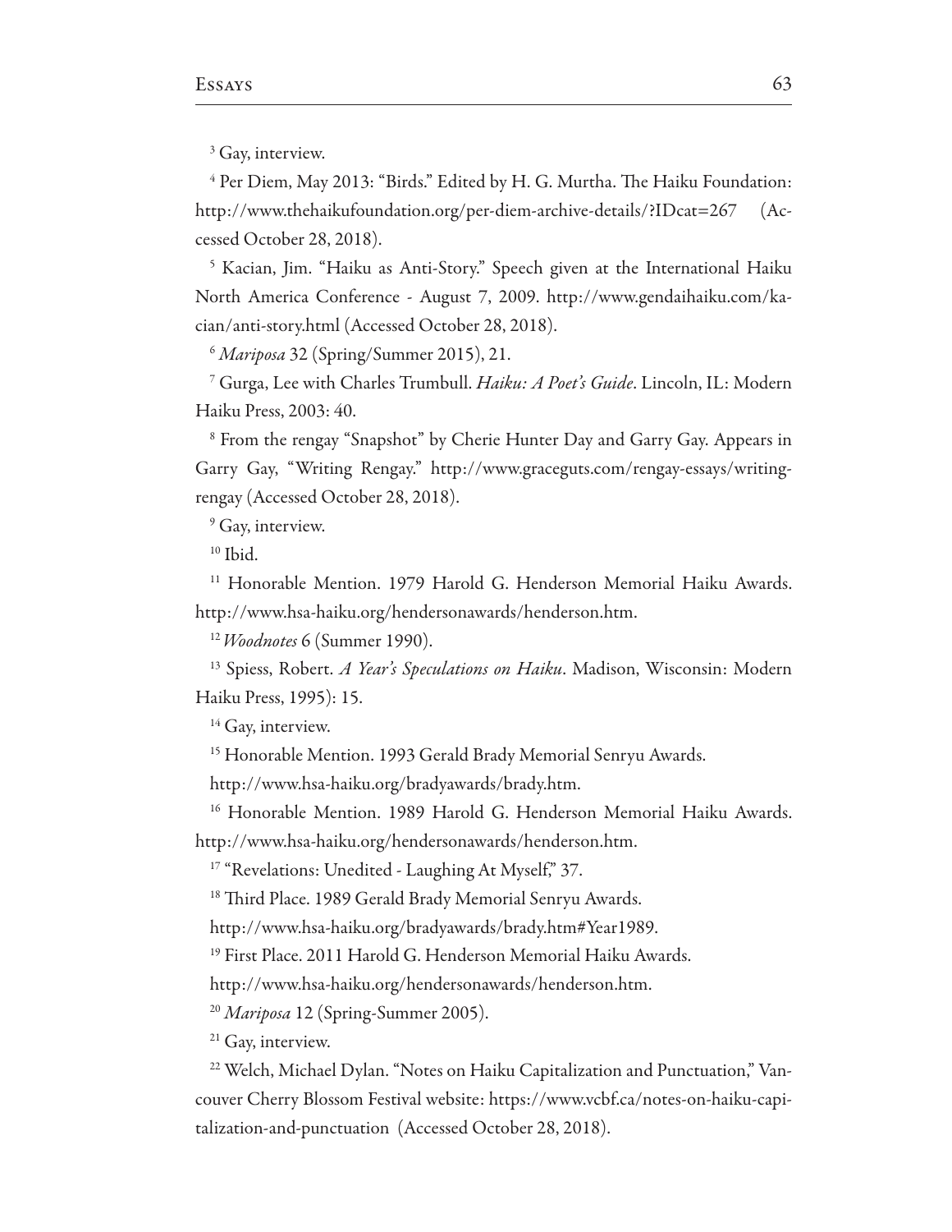[3] Gay, interview.

[4] Per Diem, May 2013: "Birds." Edited by H. G. Murtha. The Haiku Foundation: http://www.thehaikufoundation.org/per-diem-archive-details/?IDcat=267 (Accessed October 28, 2018).

[5] Kacian, Jim. "Haiku as Anti-Story." Speech given at the International Haiku North America Conference - August 7, 2009. http://www.gendaihaiku.com/kacian/anti-story.html (Accessed October 28, 2018).

[6] *Mariposa* 32 (Spring/Summer 2015), 21.

[7] Gurga, Lee with Charles Trumbull. *Haiku: A Poet's Guide*. Lincoln, IL: Modern Haiku Press, 2003: 40.

[8] From the rengay "Snapshot" by Cherie Hunter Day and Garry Gay. Appears in Garry Gay, "Writing Rengay." http://www.graceguts.com/rengay-essays/writing-rengay (Accessed October 28, 2018).

[9] Gay, interview.

[10] Ibid.

[11] Honorable Mention. 1979 Harold G. Henderson Memorial Haiku Awards. http://www.hsa-haiku.org/hendersonawards/henderson.htm.

[12] *Woodnotes* 6 (Summer 1990).

[13] Spiess, Robert. *A Year's Speculations on Haiku*. Madison, Wisconsin: Modern Haiku Press, 1995): 15.

[14] Gay, interview.

[15] Honorable Mention. 1993 Gerald Brady Memorial Senryu Awards. http://www.hsa-haiku.org/bradyawards/brady.htm.

[16] Honorable Mention. 1989 Harold G. Henderson Memorial Haiku Awards. http://www.hsa-haiku.org/hendersonawards/henderson.htm.

[17] "Revelations: Unedited - Laughing At Myself," 37.

[18] Third Place. 1989 Gerald Brady Memorial Senryu Awards. http://www.hsa-haiku.org/bradyawards/brady.htm#Year1989.

[19] First Place. 2011 Harold G. Henderson Memorial Haiku Awards. http://www.hsa-haiku.org/hendersonawards/henderson.htm.

[20] *Mariposa* 12 (Spring-Summer 2005).

[21] Gay, interview.

[22] Welch, Michael Dylan. "Notes on Haiku Capitalization and Punctuation," Vancouver Cherry Blossom Festival website: https://www.vcbf.ca/notes-on-haiku-capitalization-and-punctuation (Accessed October 28, 2018).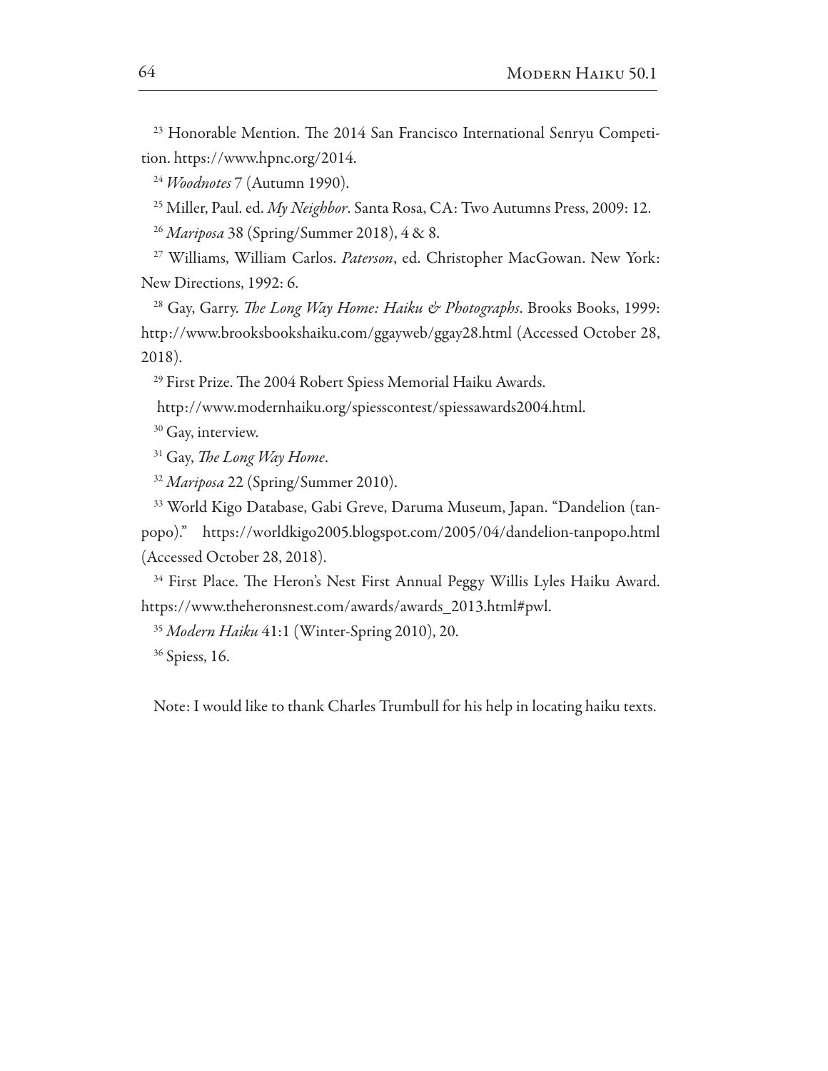[23] Honorable Mention. The 2014 San Francisco International Senryu Competition. https://www.hpnc.org/2014.

[24] *Woodnotes* 7 (Autumn 1990).

[25] Miller, Paul. ed. *My Neighbor*. Santa Rosa, CA: Two Autumns Press, 2009: 12.

[26] *Mariposa* 38 (Spring/Summer 2018), 4 & 8.

[27] Williams, William Carlos. *Paterson*, ed. Christopher MacGowan. New York: New Directions, 1992: 6.

[28] Gay, Garry. *The Long Way Home: Haiku & Photographs*. Brooks Books, 1999: http://www.brooksbookshaiku.com/ggayweb/ggay28.html (Accessed October 28, 2018).

[29] First Prize. The 2004 Robert Spiess Memorial Haiku Awards. http://www.modernhaiku.org/spiesscontest/spiessawards2004.html.

[30] Gay, interview.

[31] Gay, *The Long Way Home*.

[32] *Mariposa* 22 (Spring/Summer 2010).

[33] World Kigo Database, Gabi Greve, Daruma Museum, Japan. "Dandelion (tanpopo)." https://worldkigo2005.blogspot.com/2005/04/dandelion-tanpopo.html (Accessed October 28, 2018).

[34] First Place. The Heron's Nest First Annual Peggy Willis Lyles Haiku Award. https://www.theheronsnest.com/awards/awards_2013.html#pwl.

[35] *Modern Haiku* 41:1 (Winter-Spring 2010), 20.

[36] Spiess, 16.

Note: I would like to thank Charles Trumbull for his help in locating haiku texts.